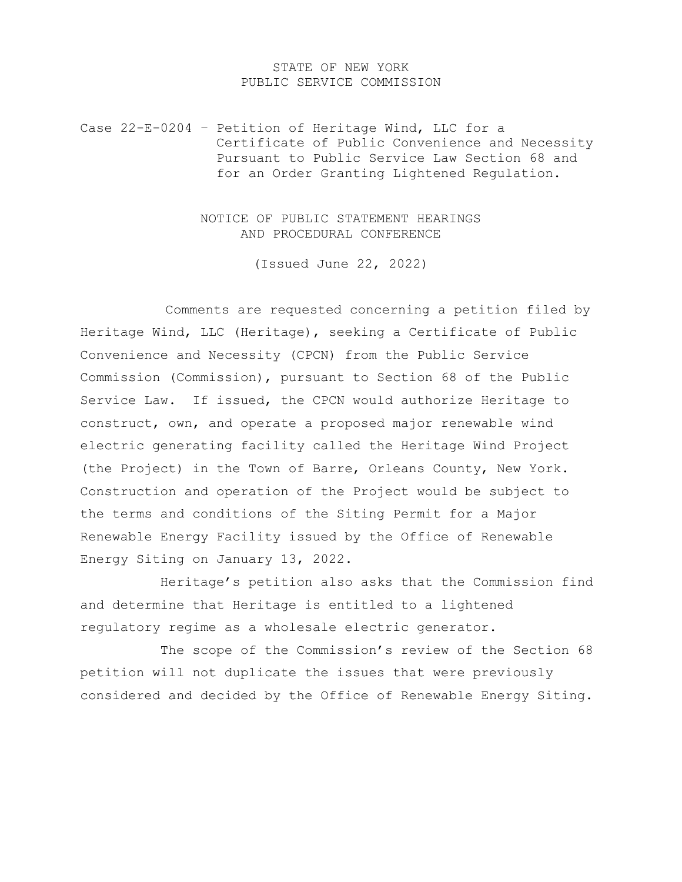STATE OF NEW YORK
PUBLIC SERVICE COMMISSION

Case 22-E-0204 – Petition of Heritage Wind, LLC for a Certificate of Public Convenience and Necessity Pursuant to Public Service Law Section 68 and for an Order Granting Lightened Regulation.

# NOTICE OF PUBLIC STATEMENT HEARINGS AND PROCEDURAL CONFERENCE

(Issued June 22, 2022)

Comments are requested concerning a petition filed by Heritage Wind, LLC (Heritage), seeking a Certificate of Public Convenience and Necessity (CPCN) from the Public Service Commission (Commission), pursuant to Section 68 of the Public Service Law. If issued, the CPCN would authorize Heritage to construct, own, and operate a proposed major renewable wind electric generating facility called the Heritage Wind Project (the Project) in the Town of Barre, Orleans County, New York. Construction and operation of the Project would be subject to the terms and conditions of the Siting Permit for a Major Renewable Energy Facility issued by the Office of Renewable Energy Siting on January 13, 2022.

Heritage's petition also asks that the Commission find and determine that Heritage is entitled to a lightened regulatory regime as a wholesale electric generator.

The scope of the Commission's review of the Section 68 petition will not duplicate the issues that were previously considered and decided by the Office of Renewable Energy Siting.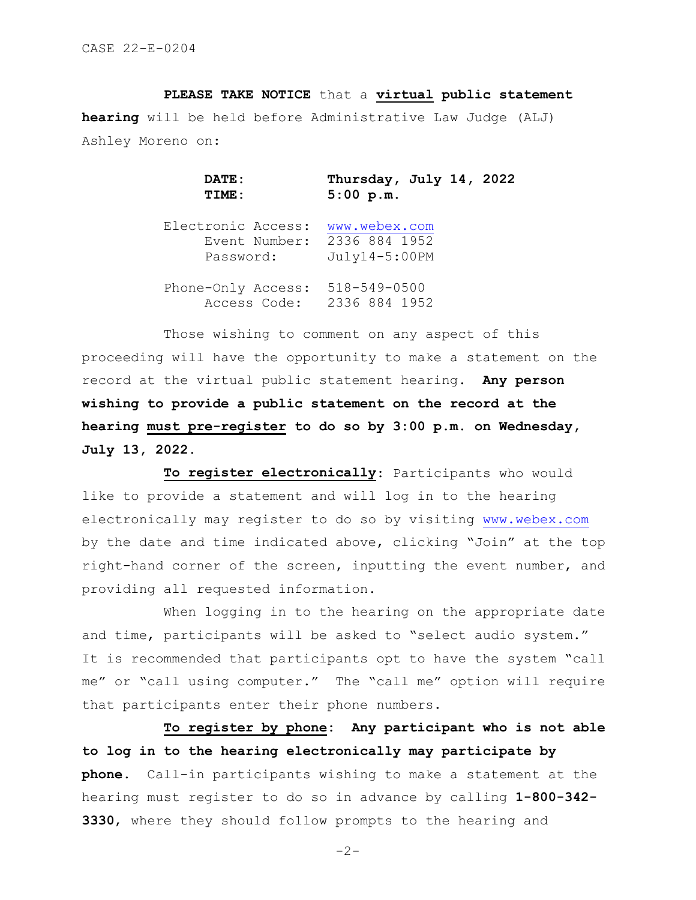CASE 22-E-0204

**PLEASE TAKE NOTICE** that a **virtual public statement hearing** will be held before Administrative Law Judge (ALJ) Ashley Moreno on:

| | |
|---|---|
| **DATE:** | **Thursday, July 14, 2022** |
| **TIME:** | **5:00 p.m.** |
| Electronic Access: | www.webex.com |
| Event Number: | 2336 884 1952 |
| Password: | July14-5:00PM |
| Phone-Only Access: | 518-549-0500 |
| Access Code: | 2336 884 1952 |

Those wishing to comment on any aspect of this proceeding will have the opportunity to make a statement on the record at the virtual public statement hearing. **Any person wishing to provide a public statement on the record at the hearing must pre-register to do so by 3:00 p.m. on Wednesday, July 13, 2022.**

**To register electronically**: Participants who would like to provide a statement and will log in to the hearing electronically may register to do so by visiting www.webex.com by the date and time indicated above, clicking "Join" at the top right-hand corner of the screen, inputting the event number, and providing all requested information.

When logging in to the hearing on the appropriate date and time, participants will be asked to "select audio system." It is recommended that participants opt to have the system "call me" or "call using computer." The "call me" option will require that participants enter their phone numbers.

**To register by phone**: **Any participant who is not able to log in to the hearing electronically may participate by phone.** Call-in participants wishing to make a statement at the hearing must register to do so in advance by calling **1-800-342-3330**, where they should follow prompts to the hearing and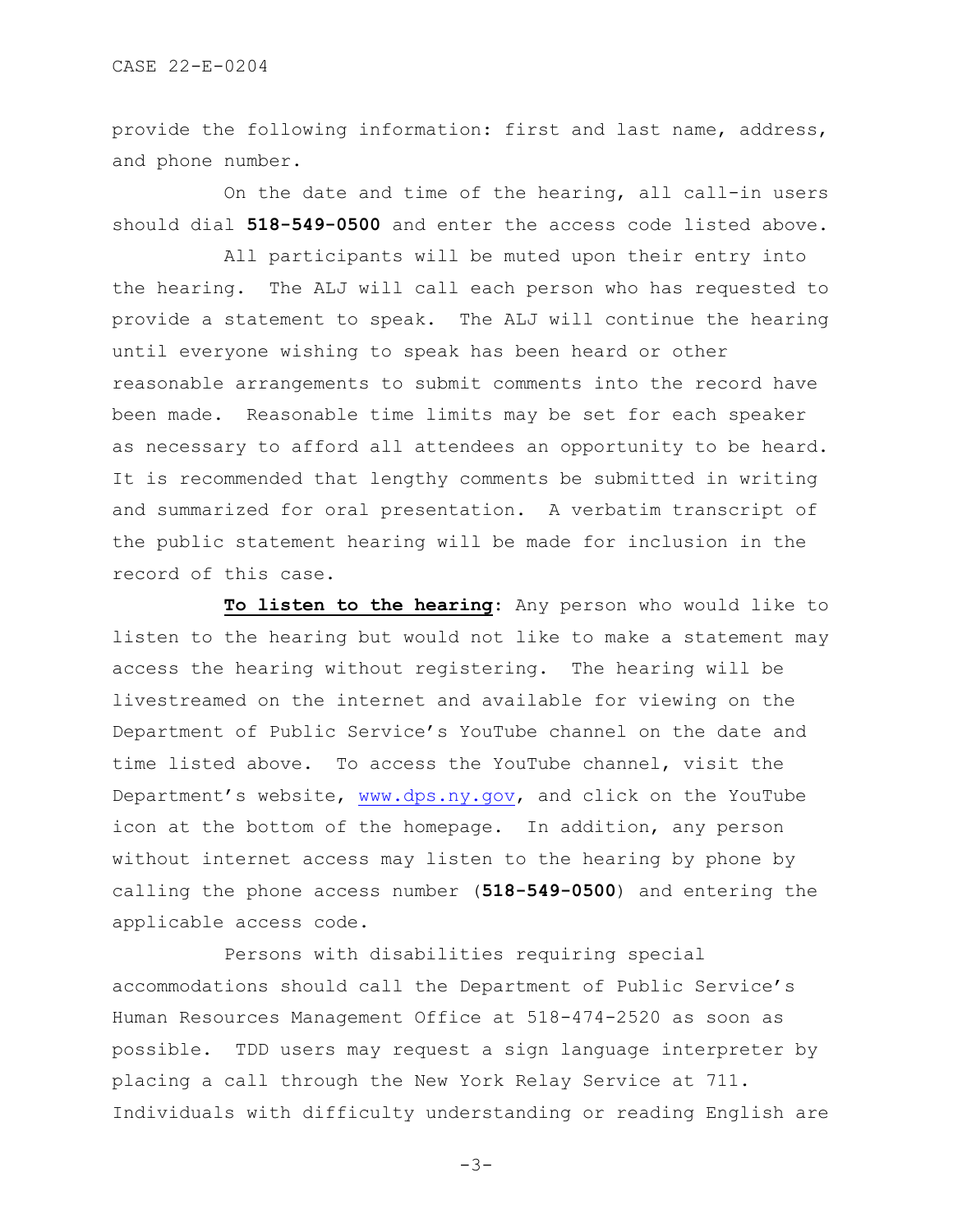provide the following information: first and last name, address, and phone number.

On the date and time of the hearing, all call-in users should dial **518-549-0500** and enter the access code listed above.

All participants will be muted upon their entry into the hearing. The ALJ will call each person who has requested to provide a statement to speak. The ALJ will continue the hearing until everyone wishing to speak has been heard or other reasonable arrangements to submit comments into the record have been made. Reasonable time limits may be set for each speaker as necessary to afford all attendees an opportunity to be heard. It is recommended that lengthy comments be submitted in writing and summarized for oral presentation. A verbatim transcript of the public statement hearing will be made for inclusion in the record of this case.

**To listen to the hearing**: Any person who would like to listen to the hearing but would not like to make a statement may access the hearing without registering. The hearing will be livestreamed on the internet and available for viewing on the Department of Public Service's YouTube channel on the date and time listed above. To access the YouTube channel, visit the Department's website, www.dps.ny.gov, and click on the YouTube icon at the bottom of the homepage. In addition, any person without internet access may listen to the hearing by phone by calling the phone access number (**518-549-0500**) and entering the applicable access code.

Persons with disabilities requiring special accommodations should call the Department of Public Service's Human Resources Management Office at 518-474-2520 as soon as possible. TDD users may request a sign language interpreter by placing a call through the New York Relay Service at 711. Individuals with difficulty understanding or reading English are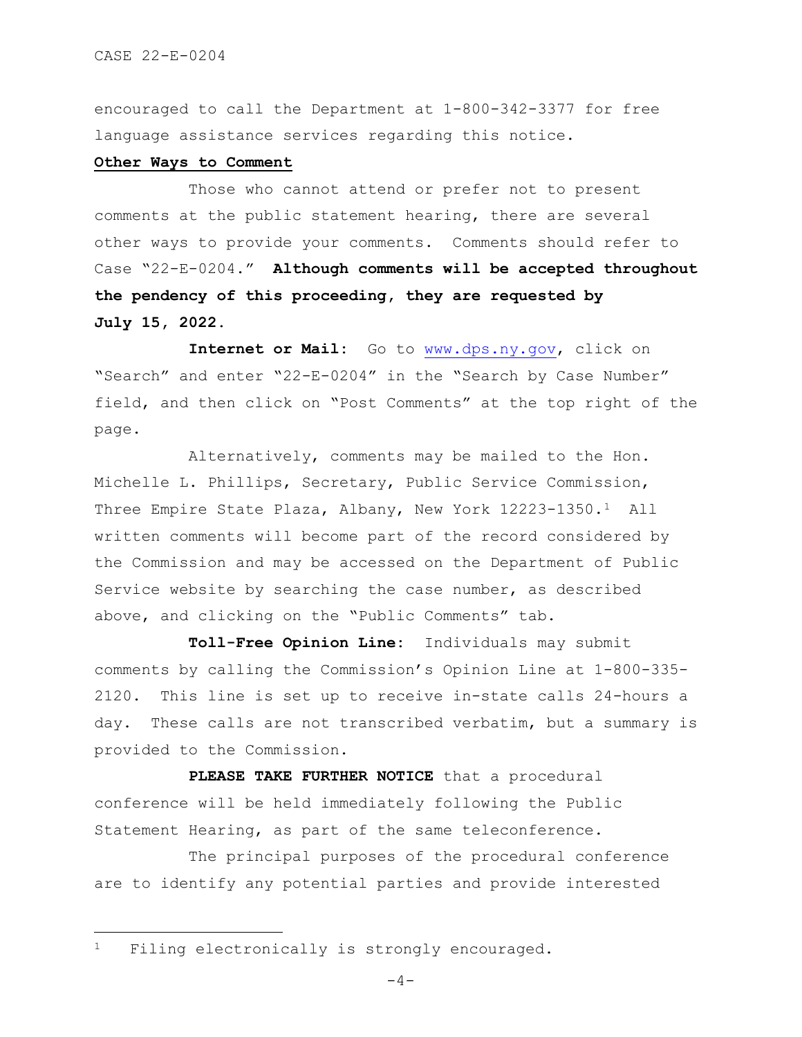encouraged to call the Department at 1-800-342-3377 for free language assistance services regarding this notice.

**Other Ways to Comment**

Those who cannot attend or prefer not to present comments at the public statement hearing, there are several other ways to provide your comments. Comments should refer to Case "22-E-0204." **Although comments will be accepted throughout the pendency of this proceeding, they are requested by July 15, 2022.**

**Internet or Mail:** Go to www.dps.ny.gov, click on "Search" and enter "22-E-0204" in the "Search by Case Number" field, and then click on "Post Comments" at the top right of the page.

Alternatively, comments may be mailed to the Hon. Michelle L. Phillips, Secretary, Public Service Commission, Three Empire State Plaza, Albany, New York 12223-1350.[1] All written comments will become part of the record considered by the Commission and may be accessed on the Department of Public Service website by searching the case number, as described above, and clicking on the "Public Comments" tab.

**Toll-Free Opinion Line:** Individuals may submit comments by calling the Commission's Opinion Line at 1-800-335-2120. This line is set up to receive in-state calls 24-hours a day. These calls are not transcribed verbatim, but a summary is provided to the Commission.

**PLEASE TAKE FURTHER NOTICE** that a procedural conference will be held immediately following the Public Statement Hearing, as part of the same teleconference.

The principal purposes of the procedural conference are to identify any potential parties and provide interested

---

[1] Filing electronically is strongly encouraged.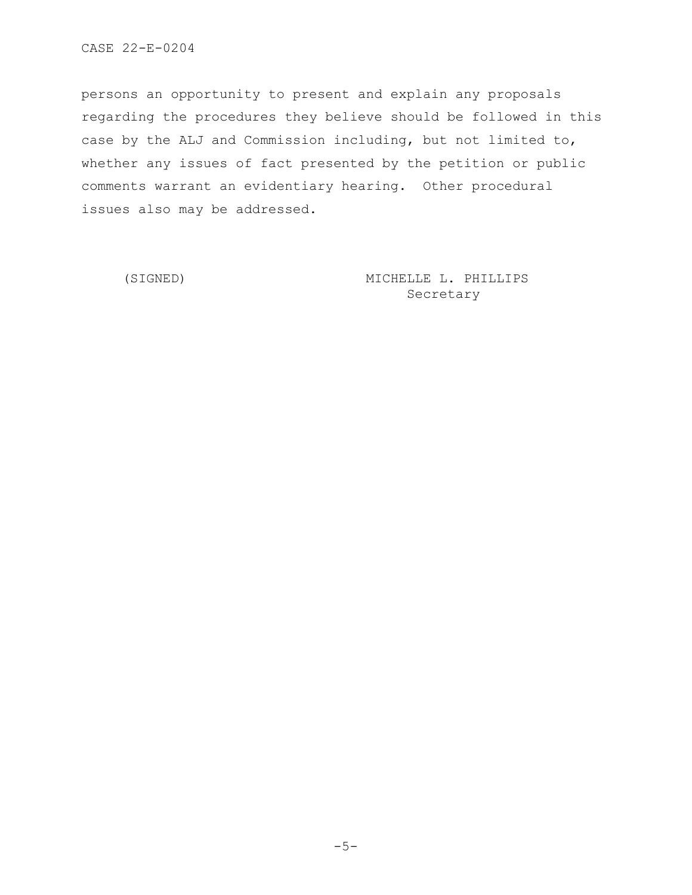persons an opportunity to present and explain any proposals regarding the procedures they believe should be followed in this case by the ALJ and Commission including, but not limited to, whether any issues of fact presented by the petition or public comments warrant an evidentiary hearing. Other procedural issues also may be addressed.

(SIGNED) MICHELLE L. PHILLIPS
Secretary